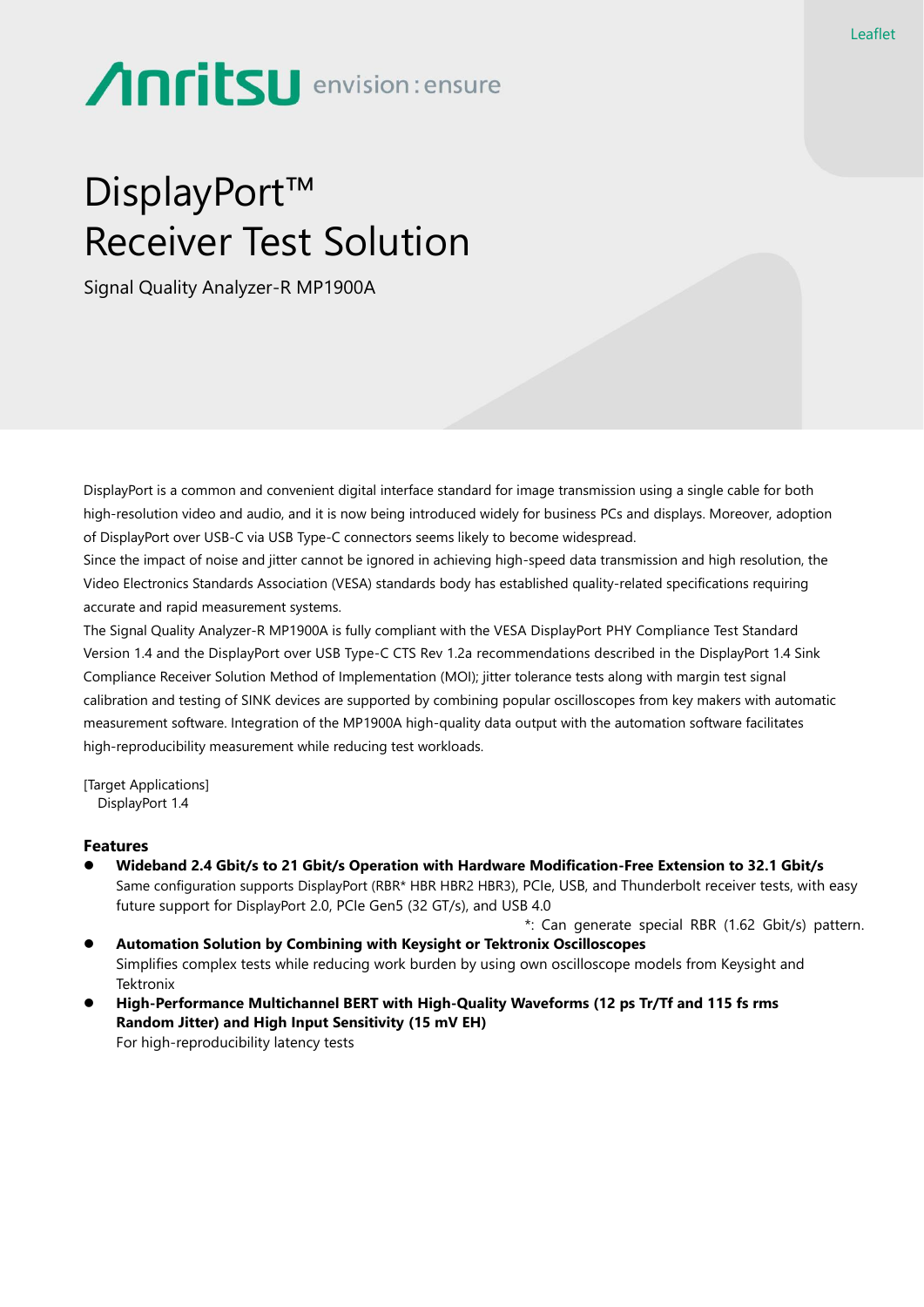Leaflet

Anritsu envision : ensure

# DisplayPort™ Receiver Test Solution

Signal Quality Analyzer-R MP1900A

DisplayPort is a common and convenient digital interface standard for image transmission using a single cable for both high-resolution video and audio, and it is now being introduced widely for business PCs and displays. Moreover, adoption of DisplayPort over USB-C via USB Type-C connectors seems likely to become widespread.
Since the impact of noise and jitter cannot be ignored in achieving high-speed data transmission and high resolution, the Video Electronics Standards Association (VESA) standards body has established quality-related specifications requiring accurate and rapid measurement systems.
The Signal Quality Analyzer-R MP1900A is fully compliant with the VESA DisplayPort PHY Compliance Test Standard Version 1.4 and the DisplayPort over USB Type-C CTS Rev 1.2a recommendations described in the DisplayPort 1.4 Sink Compliance Receiver Solution Method of Implementation (MOI); jitter tolerance tests along with margin test signal calibration and testing of SINK devices are supported by combining popular oscilloscopes from key makers with automatic measurement software. Integration of the MP1900A high-quality data output with the automation software facilitates high-reproducibility measurement while reducing test workloads.

[Target Applications]
DisplayPort 1.4

### Features

- **Wideband 2.4 Gbit/s to 21 Gbit/s Operation with Hardware Modification-Free Extension to 32.1 Gbit/s**
  Same configuration supports DisplayPort (RBR* HBR HBR2 HBR3), PCIe, USB, and Thunderbolt receiver tests, with easy future support for DisplayPort 2.0, PCIe Gen5 (32 GT/s), and USB 4.0
  *: Can generate special RBR (1.62 Gbit/s) pattern.
- **Automation Solution by Combining with Keysight or Tektronix Oscilloscopes**
  Simplifies complex tests while reducing work burden by using own oscilloscope models from Keysight and Tektronix
- **High-Performance Multichannel BERT with High-Quality Waveforms (12 ps Tr/Tf and 115 fs rms Random Jitter) and High Input Sensitivity (15 mV EH)**
  For high-reproducibility latency tests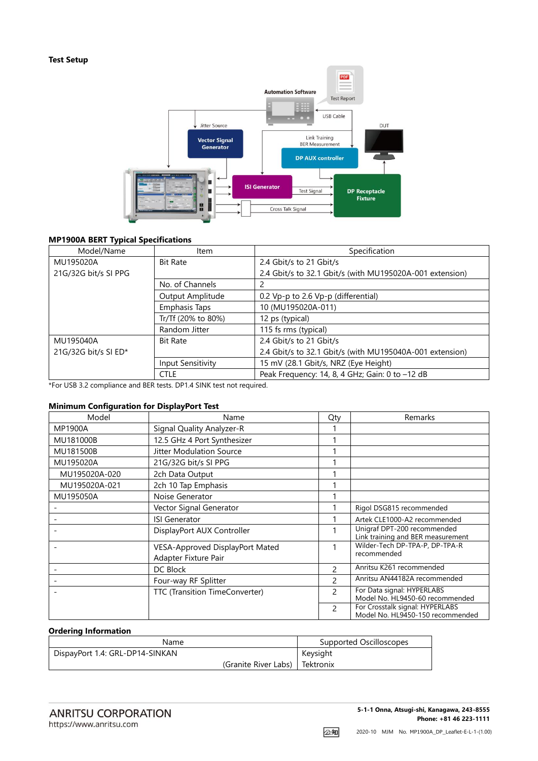**Test Setup**

Automation Software

Test Report

USB Cable

Jitter Source

DUT

Vector Signal Generator

Link Training

BER Measurement

DP AUX controller

ISI Generator

Test Signal

DP Receptacle Fixture

Cross Talk Signal

**MP1900A BERT Typical Specifications**

| Model/Name | Item | Specification |
|---|---|---|
| MU195020A<br>21G/32G bit/s SI PPG | Bit Rate | 2.4 Gbit/s to 21 Gbit/s<br>2.4 Gbit/s to 32.1 Gbit/s (with MU195020A-001 extension) |
| | No. of Channels | 2 |
| | Output Amplitude | 0.2 Vp-p to 2.6 Vp-p (differential) |
| | Emphasis Taps | 10 (MU195020A-011) |
| | Tr/Tf (20% to 80%) | 12 ps (typical) |
| | Random Jitter | 115 fs rms (typical) |
| MU195040A<br>21G/32G bit/s SI ED* | Bit Rate | 2.4 Gbit/s to 21 Gbit/s<br>2.4 Gbit/s to 32.1 Gbit/s (with MU195040A-001 extension) |
| | Input Sensitivity | 15 mV (28.1 Gbit/s, NRZ (Eye Height) |
| | CTLE | Peak Frequency: 14, 8, 4 GHz; Gain: 0 to –12 dB |

*For USB 3.2 compliance and BER tests. DP1.4 SINK test not required.

**Minimum Configuration for DisplayPort Test**

| Model | Name | Qty | Remarks |
|---|---|---|---|
| MP1900A | Signal Quality Analyzer-R | 1 | |
| MU181000B | 12.5 GHz 4 Port Synthesizer | 1 | |
| MU181500B | Jitter Modulation Source | 1 | |
| MU195020A | 21G/32G bit/s SI PPG | 1 | |
| MU195020A-020 | 2ch Data Output | 1 | |
| MU195020A-021 | 2ch 10 Tap Emphasis | 1 | |
| MU195050A | Noise Generator | 1 | |
| - | Vector Signal Generator | 1 | Rigol DSG815 recommended |
| - | ISI Generator | 1 | Artek CLE1000-A2 recommended |
| - | DisplayPort AUX Controller | 1 | Unigraf DPT-200 recommended<br>Link training and BER measurement |
| - | VESA-Approved DisplayPort Mated Adapter Fixture Pair | 1 | Wilder-Tech DP-TPA-P, DP-TPA-R recommended |
| - | DC Block | 2 | Anritsu K261 recommended |
| - | Four-way RF Splitter | 2 | Anritsu AN44182A recommended |
| - | TTC (Transition TimeConverter) | 2 | For Data signal: HYPERLABS Model No. HL9450-60 recommended |
| | | 2 | For Crosstalk signal: HYPERLABS Model No. HL9450-150 recommended |

**Ordering Information**

| Name | Supported Oscilloscopes |
|---|---|
| DispayPort 1.4: GRL-DP14-SINKAN<br>(Granite River Labs) | Keysight<br>Tektronix |

ANRITSU CORPORATION
https://www.anritsu.com

5-1-1 Onna, Atsugi-shi, Kanagawa, 243-8555
Phone: +81 46 223-1111

公知

2020-10 MJM No. MP1900A_DP_Leaflet-E-L-1-(1.00)